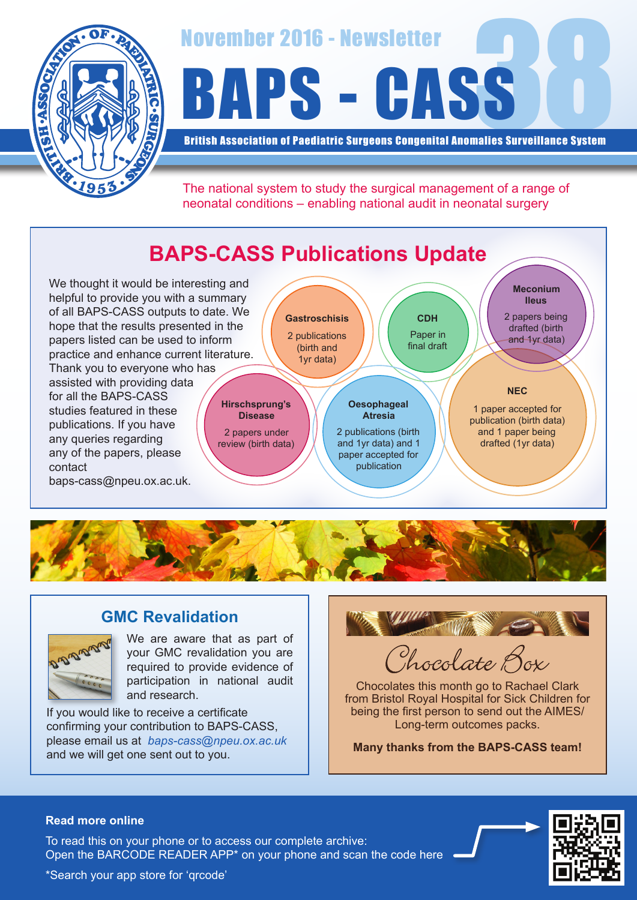November 2016 - Newsletter

# BAPS - CASS 38

**British Association of Paediatric Surgeons Congenital Anomalies Surveillance System**

The national system to study the surgical management of a range of neonatal conditions – enabling national audit in neonatal surgery

## BAPS-CASS Publications Update

We thought it would be interesting and helpful to provide you with a summary of all BAPS-CASS outputs to date. We hope that the results presented in the papers listed can be used to inform practice and enhance current literature. Thank you to everyone who has assisted with providing data for all the BAPS-CASS studies featured in these publications. If you have any queries regarding any of the papers, please contact baps-cass@npeu.ox.ac.uk.

**Gastroschisis**
2 publications (birth and 1yr data)

**CDH**
Paper in final draft

**Meconium Ileus**
2 papers being drafted (birth and 1yr data)

**Hirschsprung's Disease**
2 papers under review (birth data)

**Oesophageal Atresia**
2 publications (birth and 1yr data) and 1 paper accepted for publication

**NEC**
1 paper accepted for publication (birth data) and 1 paper being drafted (1yr data)

## GMC Revalidation

We are aware that as part of your GMC revalidation you are required to provide evidence of participation in national audit and research.

If you would like to receive a certificate confirming your contribution to BAPS-CASS, please email us at *baps-cass@npeu.ox.ac.uk* and we will get one sent out to you.

## Chocolate Box

Chocolates this month go to Rachael Clark from Bristol Royal Hospital for Sick Children for being the first person to send out the AIMES/ Long-term outcomes packs.

**Many thanks from the BAPS-CASS team!**

**Read more online**

To read this on your phone or to access our complete archive:
Open the BARCODE READER APP* on your phone and scan the code here

*Search your app store for 'qrcode'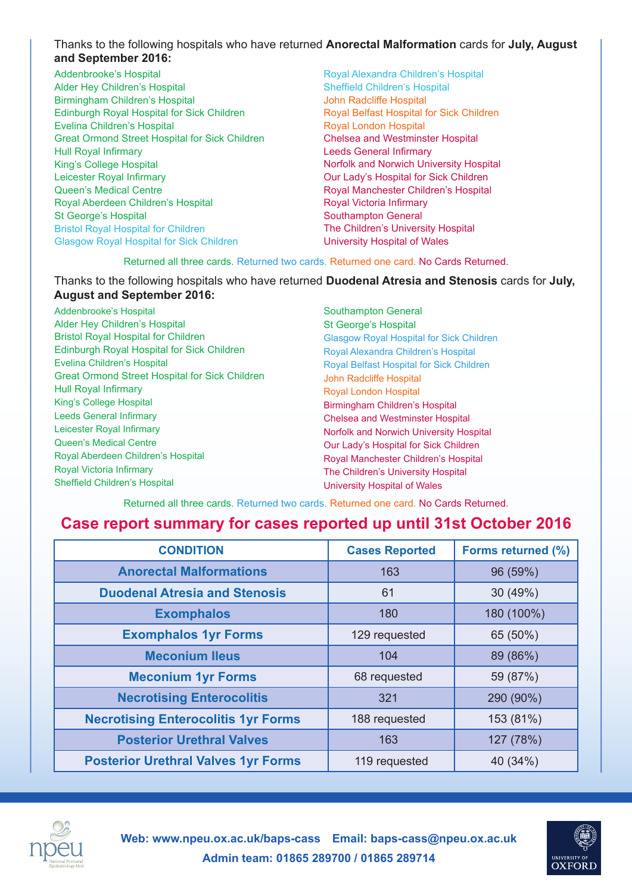Thanks to the following hospitals who have returned **Anorectal Malformation** cards for **July, August and September 2016:**

Addenbrooke's Hospital
Alder Hey Children's Hospital
Birmingham Children's Hospital
Edinburgh Royal Hospital for Sick Children
Evelina Children's Hospital
Great Ormond Street Hospital for Sick Children
Hull Royal Infirmary
King's College Hospital
Leicester Royal Infirmary
Queen's Medical Centre
Royal Aberdeen Children's Hospital
St George's Hospital
Bristol Royal Hospital for Children
Glasgow Royal Hospital for Sick Children
Royal Alexandra Children's Hospital
Sheffield Children's Hospital
John Radcliffe Hospital
Royal Belfast Hospital for Sick Children
Royal London Hospital
Chelsea and Westminster Hospital
Leeds General Infirmary
Norfolk and Norwich University Hospital
Our Lady's Hospital for Sick Children
Royal Manchester Children's Hospital
Royal Victoria Infirmary
Southampton General
The Children's University Hospital
University Hospital of Wales

Returned all three cards. Returned two cards. Returned one card. No Cards Returned.

Thanks to the following hospitals who have returned **Duodenal Atresia and Stenosis** cards for **July, August and September 2016:**

Addenbrooke's Hospital
Alder Hey Children's Hospital
Bristol Royal Hospital for Children
Edinburgh Royal Hospital for Sick Children
Evelina Children's Hospital
Great Ormond Street Hospital for Sick Children
Hull Royal Infirmary
King's College Hospital
Leeds General Infirmary
Leicester Royal Infirmary
Queen's Medical Centre
Royal Aberdeen Children's Hospital
Royal Victoria Infirmary
Sheffield Children's Hospital
Southampton General
St George's Hospital
Glasgow Royal Hospital for Sick Children
Royal Alexandra Children's Hospital
Royal Belfast Hospital for Sick Children
John Radcliffe Hospital
Royal London Hospital
Birmingham Children's Hospital
Chelsea and Westminster Hospital
Norfolk and Norwich University Hospital
Our Lady's Hospital for Sick Children
Royal Manchester Children's Hospital
The Children's University Hospital
University Hospital of Wales

Returned all three cards. Returned two cards. Returned one card. No Cards Returned.

## Case report summary for cases reported up until 31st October 2016

| CONDITION | Cases Reported | Forms returned (%) |
|---|---|---|
| Anorectal Malformations | 163 | 96 (59%) |
| Duodenal Atresia and Stenosis | 61 | 30 (49%) |
| Exomphalos | 180 | 180 (100%) |
| Exomphalos 1yr Forms | 129 requested | 65 (50%) |
| Meconium Ileus | 104 | 89 (86%) |
| Meconium 1yr Forms | 68 requested | 59 (87%) |
| Necrotising Enterocolitis | 321 | 290 (90%) |
| Necrotising Enterocolitis 1yr Forms | 188 requested | 153 (81%) |
| Posterior Urethral Valves | 163 | 127 (78%) |
| Posterior Urethral Valves 1yr Forms | 119 requested | 40 (34%) |

**Web: www.npeu.ox.ac.uk/baps-cass  Email: baps-cass@npeu.ox.ac.uk**
**Admin team: 01865 289700 / 01865 289714**